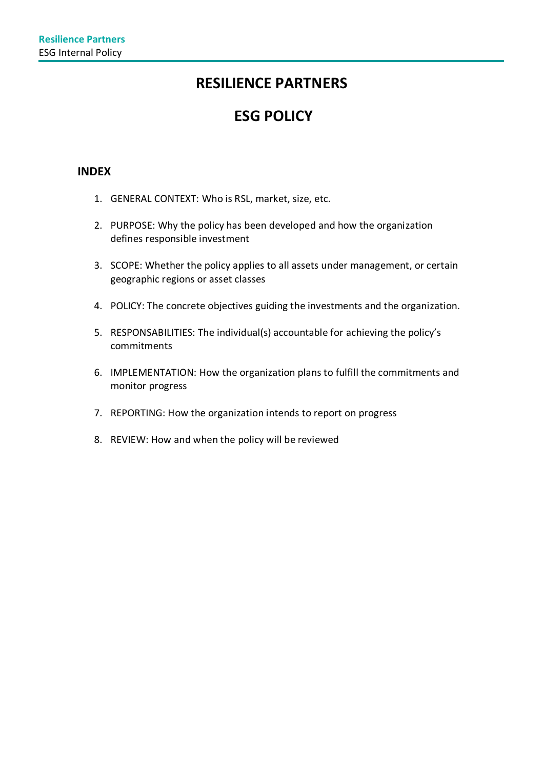# RESILIENCE PARTNERS

# ESG POLICY

## INDEX

1. GENERAL CONTEXT: Who is RSL, market, size, etc.

2. PURPOSE: Why the policy has been developed and how the organization defines responsible investment

3. SCOPE: Whether the policy applies to all assets under management, or certain geographic regions or asset classes

4. POLICY: The concrete objectives guiding the investments and the organization.

5. RESPONSABILITIES: The individual(s) accountable for achieving the policy's commitments

6. IMPLEMENTATION: How the organization plans to fulfill the commitments and monitor progress

7. REPORTING: How the organization intends to report on progress

8. REVIEW: How and when the policy will be reviewed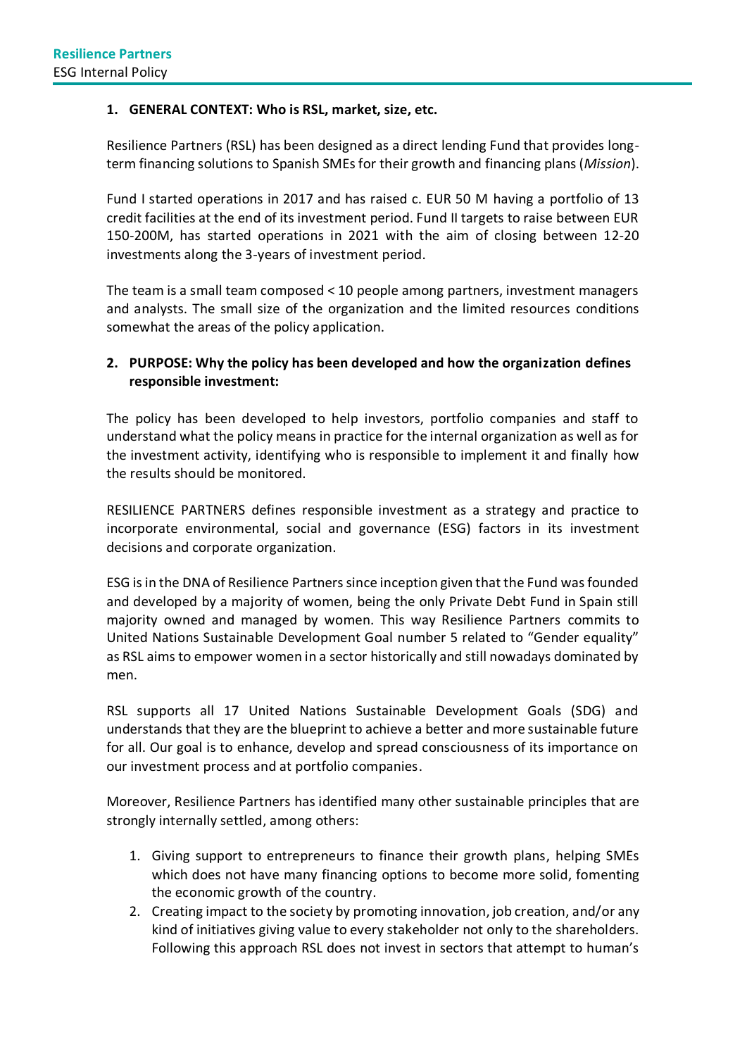## 1. GENERAL CONTEXT: Who is RSL, market, size, etc.

Resilience Partners (RSL) has been designed as a direct lending Fund that provides long-term financing solutions to Spanish SMEs for their growth and financing plans (*Mission*).

Fund I started operations in 2017 and has raised c. EUR 50 M having a portfolio of 13 credit facilities at the end of its investment period. Fund II targets to raise between EUR 150-200M, has started operations in 2021 with the aim of closing between 12-20 investments along the 3-years of investment period.

The team is a small team composed < 10 people among partners, investment managers and analysts. The small size of the organization and the limited resources conditions somewhat the areas of the policy application.

## 2. PURPOSE: Why the policy has been developed and how the organization defines responsible investment:

The policy has been developed to help investors, portfolio companies and staff to understand what the policy means in practice for the internal organization as well as for the investment activity, identifying who is responsible to implement it and finally how the results should be monitored.

RESILIENCE PARTNERS defines responsible investment as a strategy and practice to incorporate environmental, social and governance (ESG) factors in its investment decisions and corporate organization.

ESG is in the DNA of Resilience Partners since inception given that the Fund was founded and developed by a majority of women, being the only Private Debt Fund in Spain still majority owned and managed by women. This way Resilience Partners commits to United Nations Sustainable Development Goal number 5 related to "Gender equality" as RSL aims to empower women in a sector historically and still nowadays dominated by men.

RSL supports all 17 United Nations Sustainable Development Goals (SDG) and understands that they are the blueprint to achieve a better and more sustainable future for all. Our goal is to enhance, develop and spread consciousness of its importance on our investment process and at portfolio companies.

Moreover, Resilience Partners has identified many other sustainable principles that are strongly internally settled, among others:

1. Giving support to entrepreneurs to finance their growth plans, helping SMEs which does not have many financing options to become more solid, fomenting the economic growth of the country.
2. Creating impact to the society by promoting innovation, job creation, and/or any kind of initiatives giving value to every stakeholder not only to the shareholders. Following this approach RSL does not invest in sectors that attempt to human's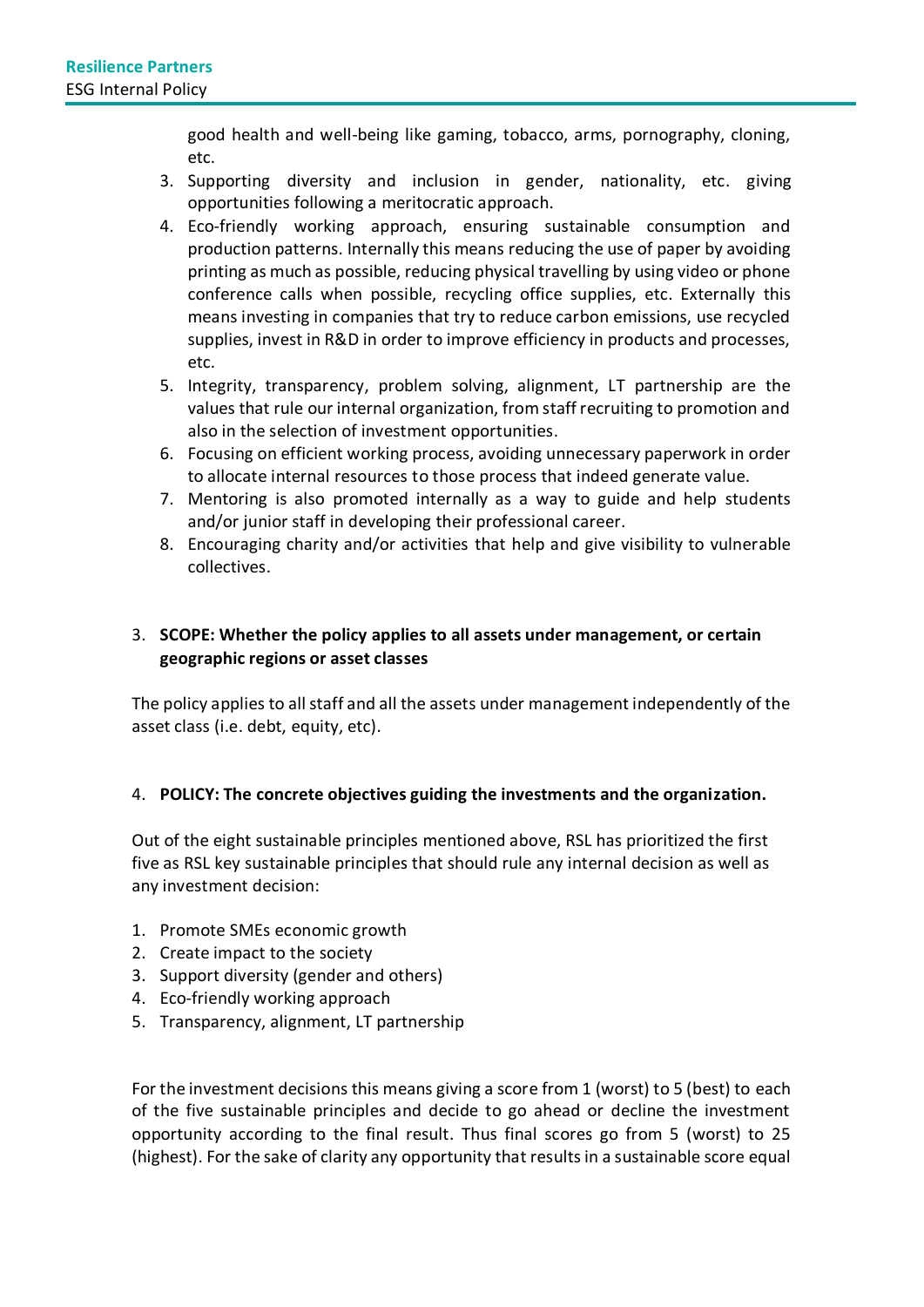good health and well-being like gaming, tobacco, arms, pornography, cloning, etc.

3. Supporting diversity and inclusion in gender, nationality, etc. giving opportunities following a meritocratic approach.
4. Eco-friendly working approach, ensuring sustainable consumption and production patterns. Internally this means reducing the use of paper by avoiding printing as much as possible, reducing physical travelling by using video or phone conference calls when possible, recycling office supplies, etc. Externally this means investing in companies that try to reduce carbon emissions, use recycled supplies, invest in R&D in order to improve efficiency in products and processes, etc.
5. Integrity, transparency, problem solving, alignment, LT partnership are the values that rule our internal organization, from staff recruiting to promotion and also in the selection of investment opportunities.
6. Focusing on efficient working process, avoiding unnecessary paperwork in order to allocate internal resources to those process that indeed generate value.
7. Mentoring is also promoted internally as a way to guide and help students and/or junior staff in developing their professional career.
8. Encouraging charity and/or activities that help and give visibility to vulnerable collectives.

3. **SCOPE: Whether the policy applies to all assets under management, or certain geographic regions or asset classes**

The policy applies to all staff and all the assets under management independently of the asset class (i.e. debt, equity, etc).

4. **POLICY: The concrete objectives guiding the investments and the organization.**

Out of the eight sustainable principles mentioned above, RSL has prioritized the first five as RSL key sustainable principles that should rule any internal decision as well as any investment decision:

1. Promote SMEs economic growth
2. Create impact to the society
3. Support diversity (gender and others)
4. Eco-friendly working approach
5. Transparency, alignment, LT partnership

For the investment decisions this means giving a score from 1 (worst) to 5 (best) to each of the five sustainable principles and decide to go ahead or decline the investment opportunity according to the final result. Thus final scores go from 5 (worst) to 25 (highest). For the sake of clarity any opportunity that results in a sustainable score equal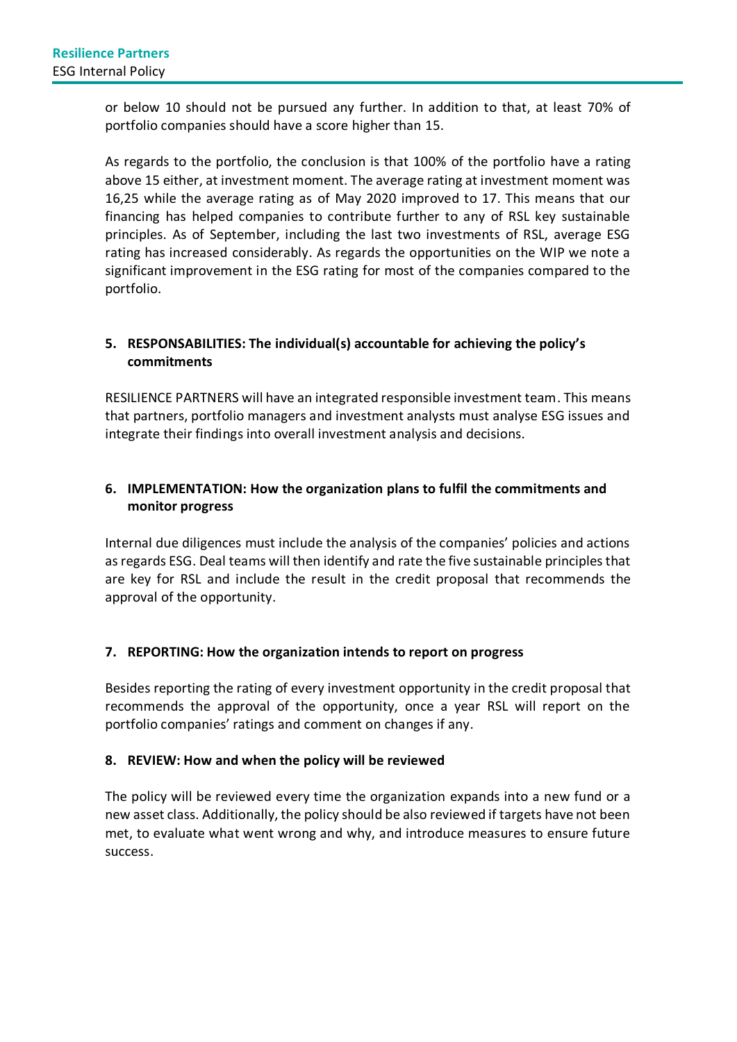or below 10 should not be pursued any further. In addition to that, at least 70% of portfolio companies should have a score higher than 15.

As regards to the portfolio, the conclusion is that 100% of the portfolio have a rating above 15 either, at investment moment. The average rating at investment moment was 16,25 while the average rating as of May 2020 improved to 17. This means that our financing has helped companies to contribute further to any of RSL key sustainable principles. As of September, including the last two investments of RSL, average ESG rating has increased considerably. As regards the opportunities on the WIP we note a significant improvement in the ESG rating for most of the companies compared to the portfolio.

## 5. RESPONSABILITIES: The individual(s) accountable for achieving the policy's commitments

RESILIENCE PARTNERS will have an integrated responsible investment team. This means that partners, portfolio managers and investment analysts must analyse ESG issues and integrate their findings into overall investment analysis and decisions.

## 6. IMPLEMENTATION: How the organization plans to fulfil the commitments and monitor progress

Internal due diligences must include the analysis of the companies' policies and actions as regards ESG. Deal teams will then identify and rate the five sustainable principles that are key for RSL and include the result in the credit proposal that recommends the approval of the opportunity.

## 7. REPORTING: How the organization intends to report on progress

Besides reporting the rating of every investment opportunity in the credit proposal that recommends the approval of the opportunity, once a year RSL will report on the portfolio companies' ratings and comment on changes if any.

## 8. REVIEW: How and when the policy will be reviewed

The policy will be reviewed every time the organization expands into a new fund or a new asset class. Additionally, the policy should be also reviewed if targets have not been met, to evaluate what went wrong and why, and introduce measures to ensure future success.